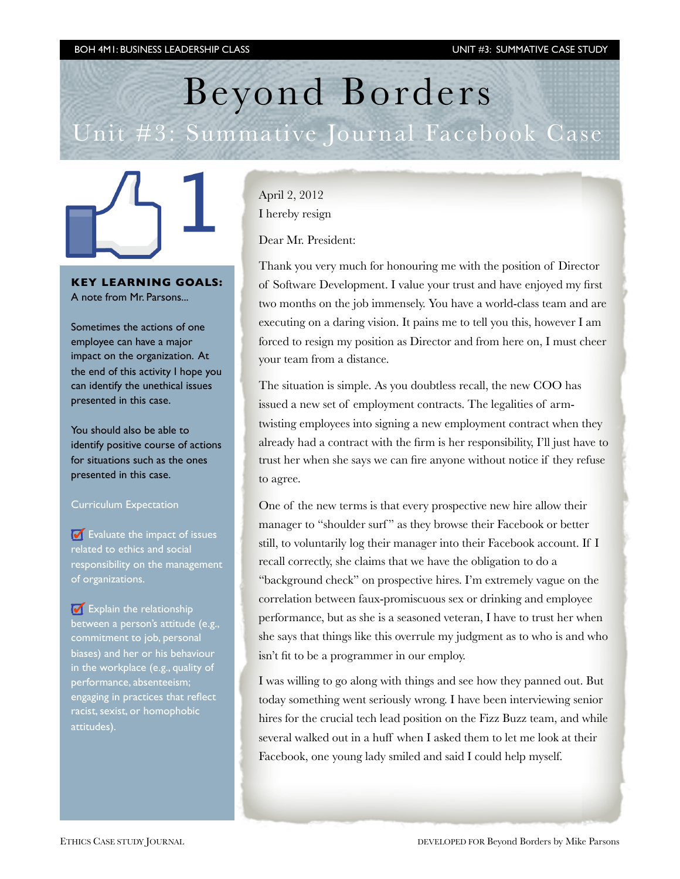# Beyond Borders

## Unit #3: Summative Journal Facebook Case

1

**KEY LEARNING GOALS:**
A note from Mr. Parsons...

Sometimes the actions of one employee can have a major impact on the organization. At the end of this activity I hope you can identify the unethical issues presented in this case.

You should also be able to identify positive course of actions for situations such as the ones presented in this case.

Curriculum Expectation

☑ Evaluate the impact of issues related to ethics and social responsibility on the management of organizations.

☑ Explain the relationship between a person's attitude (e.g., commitment to job, personal biases) and her or his behaviour in the workplace (e.g., quality of performance, absenteeism; engaging in practices that reflect racist, sexist, or homophobic attitudes).

April 2, 2012
I hereby resign

Dear Mr. President:

Thank you very much for honouring me with the position of Director of Software Development. I value your trust and have enjoyed my first two months on the job immensely. You have a world-class team and are executing on a daring vision. It pains me to tell you this, however I am forced to resign my position as Director and from here on, I must cheer your team from a distance.

The situation is simple. As you doubtless recall, the new COO has issued a new set of employment contracts. The legalities of arm-twisting employees into signing a new employment contract when they already had a contract with the firm is her responsibility, I'll just have to trust her when she says we can fire anyone without notice if they refuse to agree.

One of the new terms is that every prospective new hire allow their manager to "shoulder surf" as they browse their Facebook or better still, to voluntarily log their manager into their Facebook account. If I recall correctly, she claims that we have the obligation to do a "background check" on prospective hires. I'm extremely vague on the correlation between faux-promiscuous sex or drinking and employee performance, but as she is a seasoned veteran, I have to trust her when she says that things like this overrule my judgment as to who is and who isn't fit to be a programmer in our employ.

I was willing to go along with things and see how they panned out. But today something went seriously wrong. I have been interviewing senior hires for the crucial tech lead position on the Fizz Buzz team, and while several walked out in a huff when I asked them to let me look at their Facebook, one young lady smiled and said I could help myself.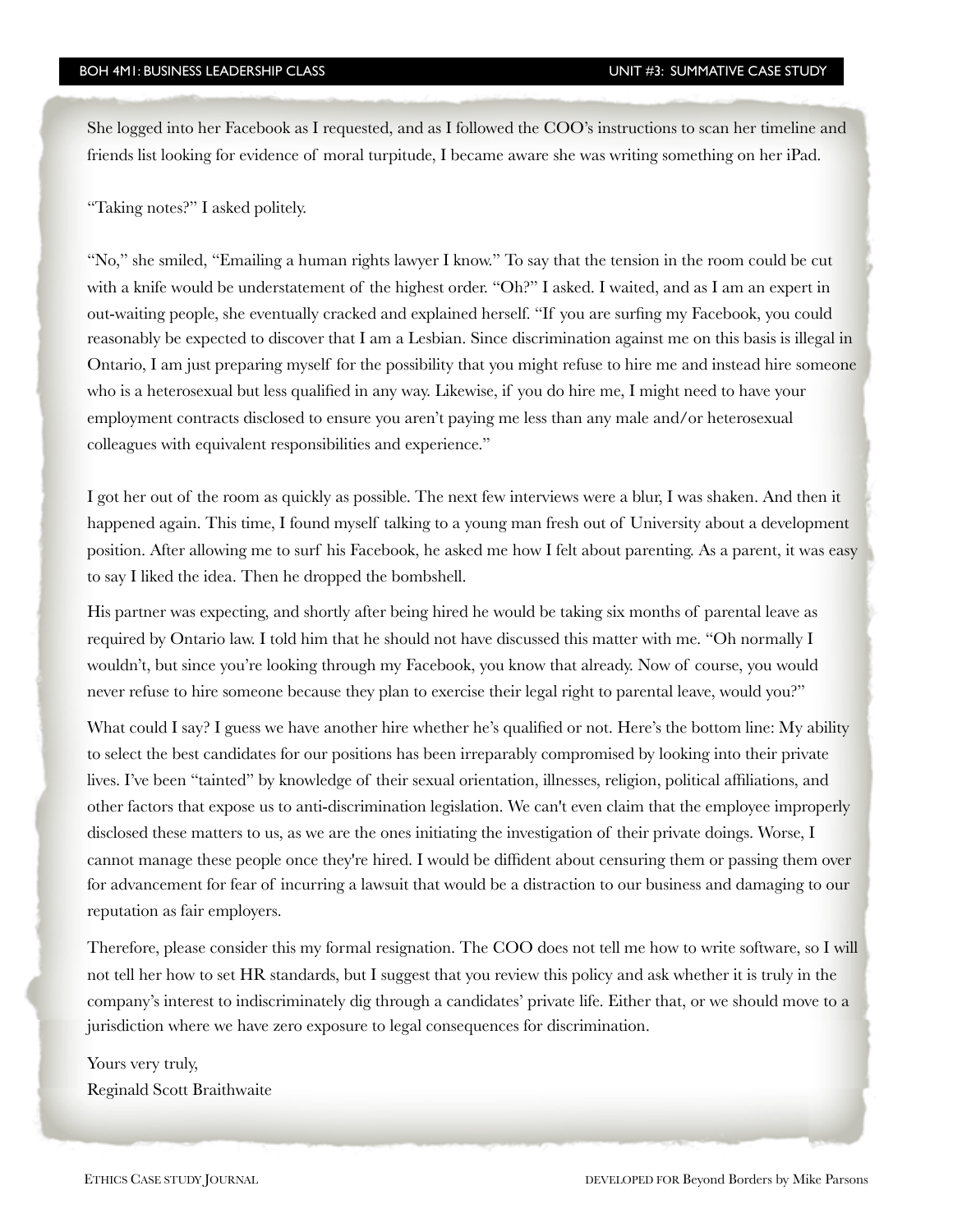She logged into her Facebook as I requested, and as I followed the COO's instructions to scan her timeline and friends list looking for evidence of moral turpitude, I became aware she was writing something on her iPad.

"Taking notes?" I asked politely.

"No," she smiled, "Emailing a human rights lawyer I know." To say that the tension in the room could be cut with a knife would be understatement of the highest order. "Oh?" I asked. I waited, and as I am an expert in out-waiting people, she eventually cracked and explained herself. "If you are surfing my Facebook, you could reasonably be expected to discover that I am a Lesbian. Since discrimination against me on this basis is illegal in Ontario, I am just preparing myself for the possibility that you might refuse to hire me and instead hire someone who is a heterosexual but less qualified in any way. Likewise, if you do hire me, I might need to have your employment contracts disclosed to ensure you aren't paying me less than any male and/or heterosexual colleagues with equivalent responsibilities and experience."

I got her out of the room as quickly as possible. The next few interviews were a blur, I was shaken. And then it happened again. This time, I found myself talking to a young man fresh out of University about a development position. After allowing me to surf his Facebook, he asked me how I felt about parenting. As a parent, it was easy to say I liked the idea. Then he dropped the bombshell.

His partner was expecting, and shortly after being hired he would be taking six months of parental leave as required by Ontario law. I told him that he should not have discussed this matter with me. "Oh normally I wouldn't, but since you're looking through my Facebook, you know that already. Now of course, you would never refuse to hire someone because they plan to exercise their legal right to parental leave, would you?"

What could I say? I guess we have another hire whether he's qualified or not. Here's the bottom line: My ability to select the best candidates for our positions has been irreparably compromised by looking into their private lives. I've been "tainted" by knowledge of their sexual orientation, illnesses, religion, political affiliations, and other factors that expose us to anti-discrimination legislation. We can't even claim that the employee improperly disclosed these matters to us, as we are the ones initiating the investigation of their private doings. Worse, I cannot manage these people once they're hired. I would be diffident about censuring them or passing them over for advancement for fear of incurring a lawsuit that would be a distraction to our business and damaging to our reputation as fair employers.

Therefore, please consider this my formal resignation. The COO does not tell me how to write software, so I will not tell her how to set HR standards, but I suggest that you review this policy and ask whether it is truly in the company's interest to indiscriminately dig through a candidates' private life. Either that, or we should move to a jurisdiction where we have zero exposure to legal consequences for discrimination.

Yours very truly,
Reginald Scott Braithwaite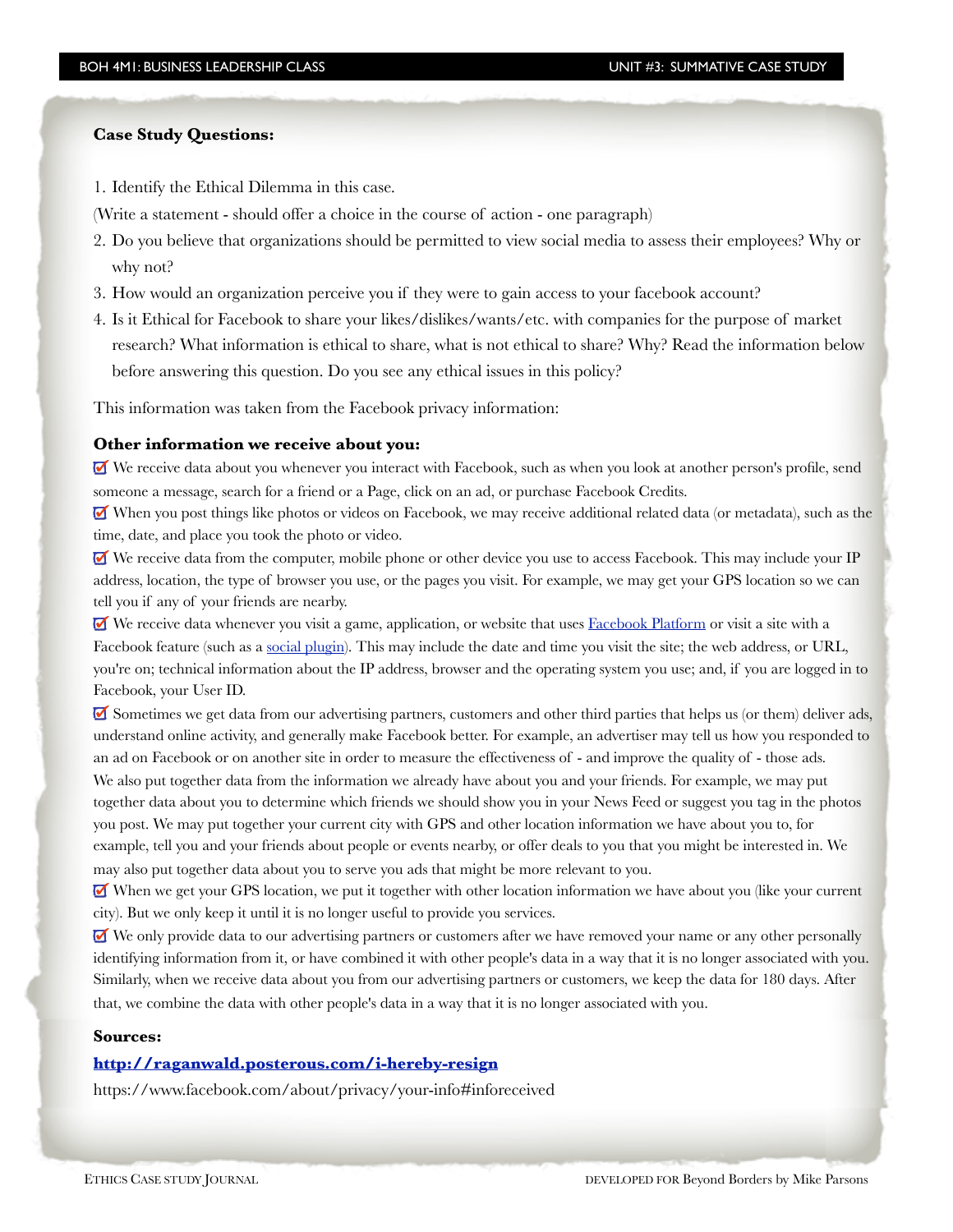**Case Study Questions:**

1. Identify the Ethical Dilemma in this case.

(Write a statement - should offer a choice in the course of action - one paragraph)

2. Do you believe that organizations should be permitted to view social media to assess their employees? Why or why not?
3. How would an organization perceive you if they were to gain access to your facebook account?
4. Is it Ethical for Facebook to share your likes/dislikes/wants/etc. with companies for the purpose of market research? What information is ethical to share, what is not ethical to share? Why? Read the information below before answering this question. Do you see any ethical issues in this policy?

This information was taken from the Facebook privacy information:

**Other information we receive about you:**

☑ We receive data about you whenever you interact with Facebook, such as when you look at another person's profile, send someone a message, search for a friend or a Page, click on an ad, or purchase Facebook Credits.

☑ When you post things like photos or videos on Facebook, we may receive additional related data (or metadata), such as the time, date, and place you took the photo or video.

☑ We receive data from the computer, mobile phone or other device you use to access Facebook. This may include your IP address, location, the type of browser you use, or the pages you visit. For example, we may get your GPS location so we can tell you if any of your friends are nearby.

☑ We receive data whenever you visit a game, application, or website that uses Facebook Platform or visit a site with a Facebook feature (such as a social plugin). This may include the date and time you visit the site; the web address, or URL, you're on; technical information about the IP address, browser and the operating system you use; and, if you are logged in to Facebook, your User ID.

☑ Sometimes we get data from our advertising partners, customers and other third parties that helps us (or them) deliver ads, understand online activity, and generally make Facebook better. For example, an advertiser may tell us how you responded to an ad on Facebook or on another site in order to measure the effectiveness of - and improve the quality of - those ads.

We also put together data from the information we already have about you and your friends. For example, we may put together data about you to determine which friends we should show you in your News Feed or suggest you tag in the photos you post. We may put together your current city with GPS and other location information we have about you to, for example, tell you and your friends about people or events nearby, or offer deals to you that you might be interested in. We may also put together data about you to serve you ads that might be more relevant to you.

☑ When we get your GPS location, we put it together with other location information we have about you (like your current city). But we only keep it until it is no longer useful to provide you services.

☑ We only provide data to our advertising partners or customers after we have removed your name or any other personally identifying information from it, or have combined it with other people's data in a way that it is no longer associated with you. Similarly, when we receive data about you from our advertising partners or customers, we keep the data for 180 days. After that, we combine the data with other people's data in a way that it is no longer associated with you.

**Sources:**

**http://raganwald.posterous.com/i-hereby-resign**

https://www.facebook.com/about/privacy/your-info#inforeceived